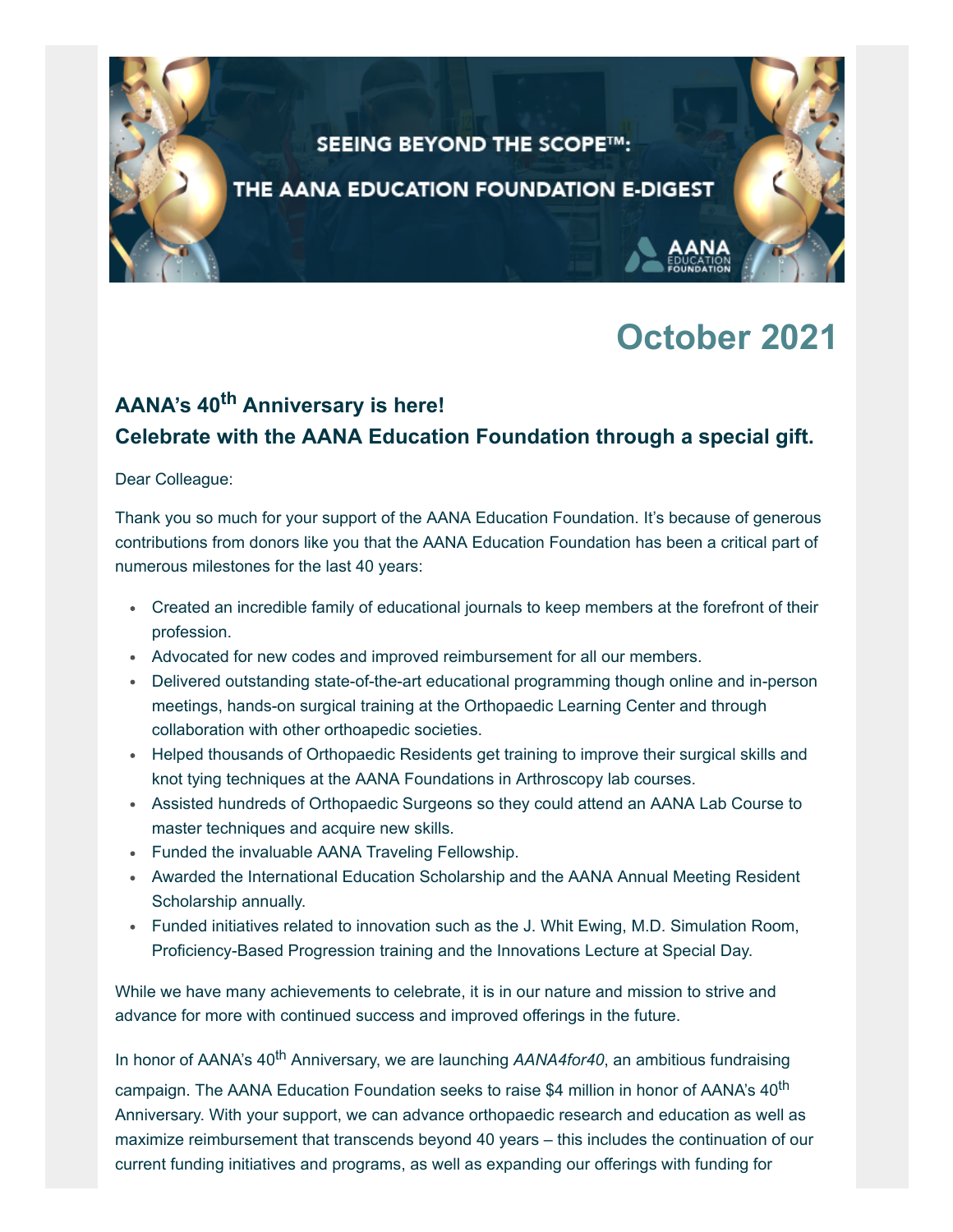SEEING BEYOND THE SCOPE™:

THE AANA EDUCATION FOUNDATION E-DIGEST

# October 2021

## AANA's 40th Anniversary is here!
## Celebrate with the AANA Education Foundation through a special gift.

Dear Colleague:

Thank you so much for your support of the AANA Education Foundation. It's because of generous contributions from donors like you that the AANA Education Foundation has been a critical part of numerous milestones for the last 40 years:

- Created an incredible family of educational journals to keep members at the forefront of their profession.
- Advocated for new codes and improved reimbursement for all our members.
- Delivered outstanding state-of-the-art educational programming though online and in-person meetings, hands-on surgical training at the Orthopaedic Learning Center and through collaboration with other orthoapedic societies.
- Helped thousands of Orthopaedic Residents get training to improve their surgical skills and knot tying techniques at the AANA Foundations in Arthroscopy lab courses.
- Assisted hundreds of Orthopaedic Surgeons so they could attend an AANA Lab Course to master techniques and acquire new skills.
- Funded the invaluable AANA Traveling Fellowship.
- Awarded the International Education Scholarship and the AANA Annual Meeting Resident Scholarship annually.
- Funded initiatives related to innovation such as the J. Whit Ewing, M.D. Simulation Room, Proficiency-Based Progression training and the Innovations Lecture at Special Day.

While we have many achievements to celebrate, it is in our nature and mission to strive and advance for more with continued success and improved offerings in the future.

In honor of AANA's 40th Anniversary, we are launching *AANA4for40*, an ambitious fundraising campaign. The AANA Education Foundation seeks to raise $4 million in honor of AANA's 40th Anniversary. With your support, we can advance orthopaedic research and education as well as maximize reimbursement that transcends beyond 40 years – this includes the continuation of our current funding initiatives and programs, as well as expanding our offerings with funding for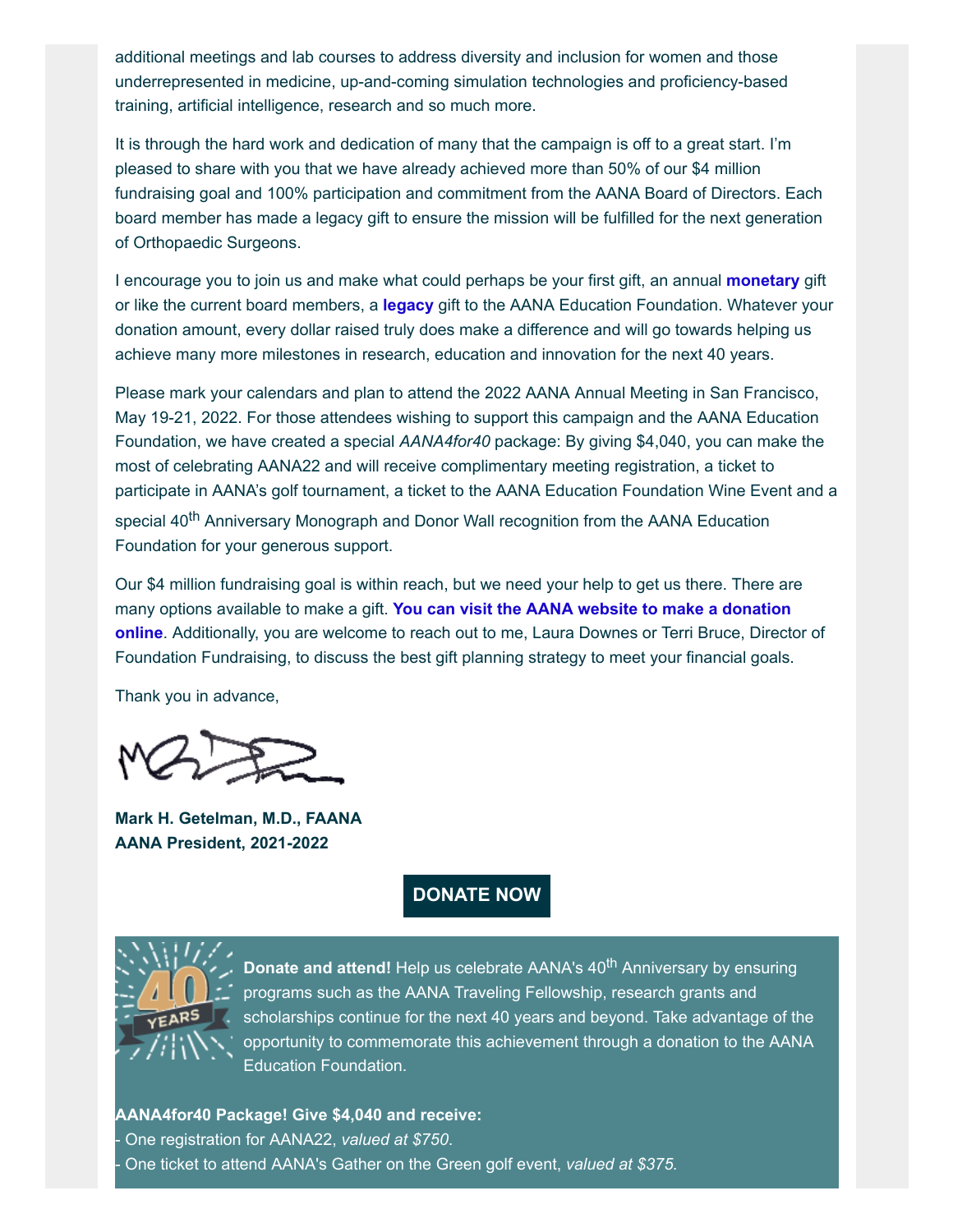additional meetings and lab courses to address diversity and inclusion for women and those underrepresented in medicine, up-and-coming simulation technologies and proficiency-based training, artificial intelligence, research and so much more.

It is through the hard work and dedication of many that the campaign is off to a great start. I'm pleased to share with you that we have already achieved more than 50% of our $4 million fundraising goal and 100% participation and commitment from the AANA Board of Directors. Each board member has made a legacy gift to ensure the mission will be fulfilled for the next generation of Orthopaedic Surgeons.

I encourage you to join us and make what could perhaps be your first gift, an annual **monetary** gift or like the current board members, a **legacy** gift to the AANA Education Foundation. Whatever your donation amount, every dollar raised truly does make a difference and will go towards helping us achieve many more milestones in research, education and innovation for the next 40 years.

Please mark your calendars and plan to attend the 2022 AANA Annual Meeting in San Francisco, May 19-21, 2022. For those attendees wishing to support this campaign and the AANA Education Foundation, we have created a special *AANA4for40* package: By giving $4,040, you can make the most of celebrating AANA22 and will receive complimentary meeting registration, a ticket to participate in AANA's golf tournament, a ticket to the AANA Education Foundation Wine Event and a special 40th Anniversary Monograph and Donor Wall recognition from the AANA Education Foundation for your generous support.

Our $4 million fundraising goal is within reach, but we need your help to get us there. There are many options available to make a gift. **You can visit the AANA website to make a donation online**. Additionally, you are welcome to reach out to me, Laura Downes or Terri Bruce, Director of Foundation Fundraising, to discuss the best gift planning strategy to meet your financial goals.

Thank you in advance,

**Mark H. Getelman, M.D., FAANA**
**AANA President, 2021-2022**

**DONATE NOW**

**Donate and attend!** Help us celebrate AANA's 40th Anniversary by ensuring programs such as the AANA Traveling Fellowship, research grants and scholarships continue for the next 40 years and beyond. Take advantage of the opportunity to commemorate this achievement through a donation to the AANA Education Foundation.

**AANA4for40 Package! Give $4,040 and receive:**

- One registration for AANA22, *valued at $750.*
- One ticket to attend AANA's Gather on the Green golf event, *valued at $375.*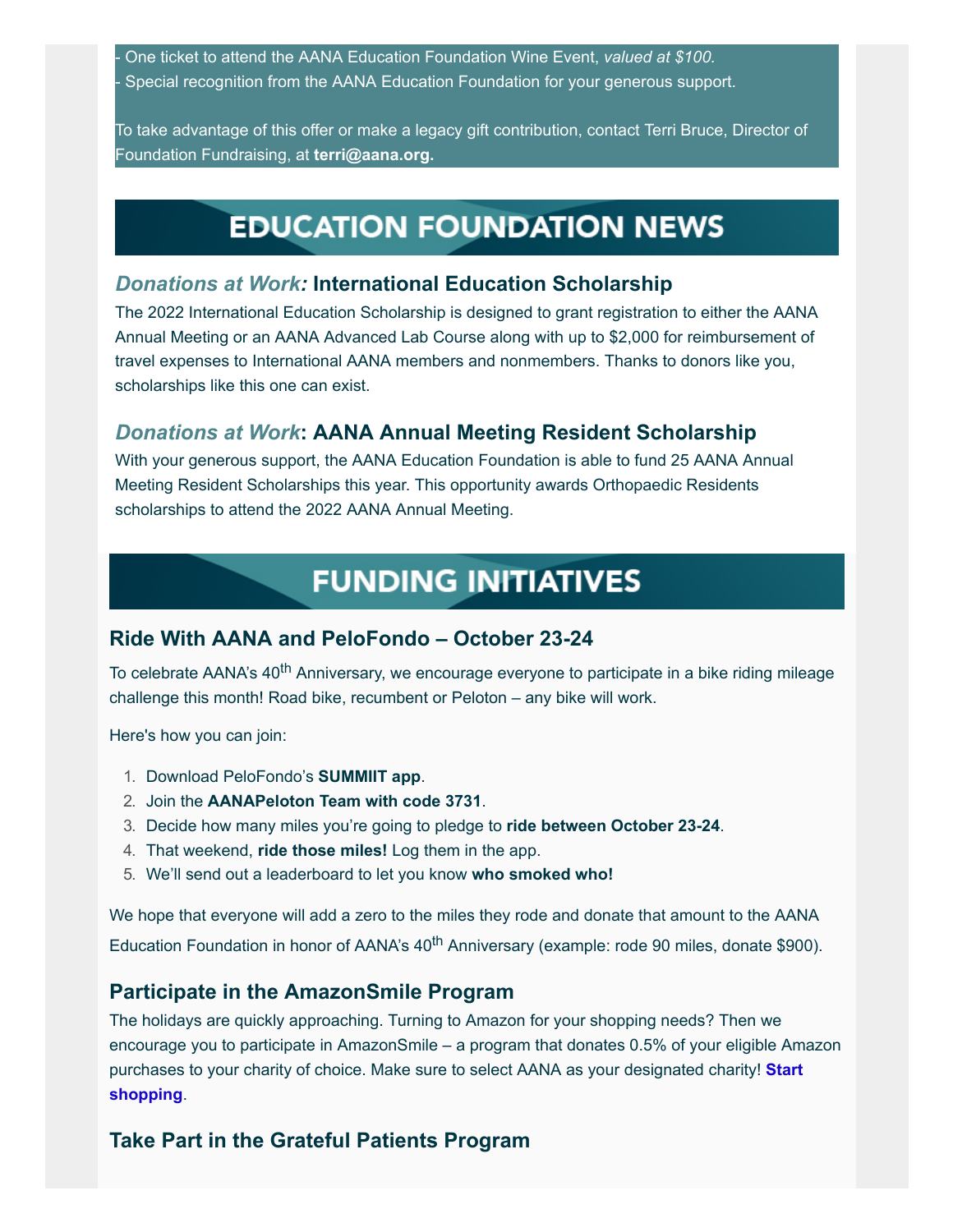- One ticket to attend the AANA Education Foundation Wine Event, *valued at $100.*
- Special recognition from the AANA Education Foundation for your generous support.

To take advantage of this offer or make a legacy gift contribution, contact Terri Bruce, Director of Foundation Fundraising, at **terri@aana.org.**

# EDUCATION FOUNDATION NEWS

### *Donations at Work:* International Education Scholarship

The 2022 International Education Scholarship is designed to grant registration to either the AANA Annual Meeting or an AANA Advanced Lab Course along with up to $2,000 for reimbursement of travel expenses to International AANA members and nonmembers. Thanks to donors like you, scholarships like this one can exist.

### *Donations at Work*: AANA Annual Meeting Resident Scholarship

With your generous support, the AANA Education Foundation is able to fund 25 AANA Annual Meeting Resident Scholarships this year. This opportunity awards Orthopaedic Residents scholarships to attend the 2022 AANA Annual Meeting.

# FUNDING INITIATIVES

### Ride With AANA and PeloFondo – October 23-24

To celebrate AANA's 40th Anniversary, we encourage everyone to participate in a bike riding mileage challenge this month! Road bike, recumbent or Peloton – any bike will work.

Here's how you can join:

1. Download PeloFondo's **SUMMIIT app**.
2. Join the **AANAPeloton Team with code 3731**.
3. Decide how many miles you're going to pledge to **ride between October 23-24**.
4. That weekend, **ride those miles!** Log them in the app.
5. We'll send out a leaderboard to let you know **who smoked who!**

We hope that everyone will add a zero to the miles they rode and donate that amount to the AANA Education Foundation in honor of AANA's 40th Anniversary (example: rode 90 miles, donate $900).

### Participate in the AmazonSmile Program

The holidays are quickly approaching. Turning to Amazon for your shopping needs? Then we encourage you to participate in AmazonSmile – a program that donates 0.5% of your eligible Amazon purchases to your charity of choice. Make sure to select AANA as your designated charity! **Start shopping**.

### Take Part in the Grateful Patients Program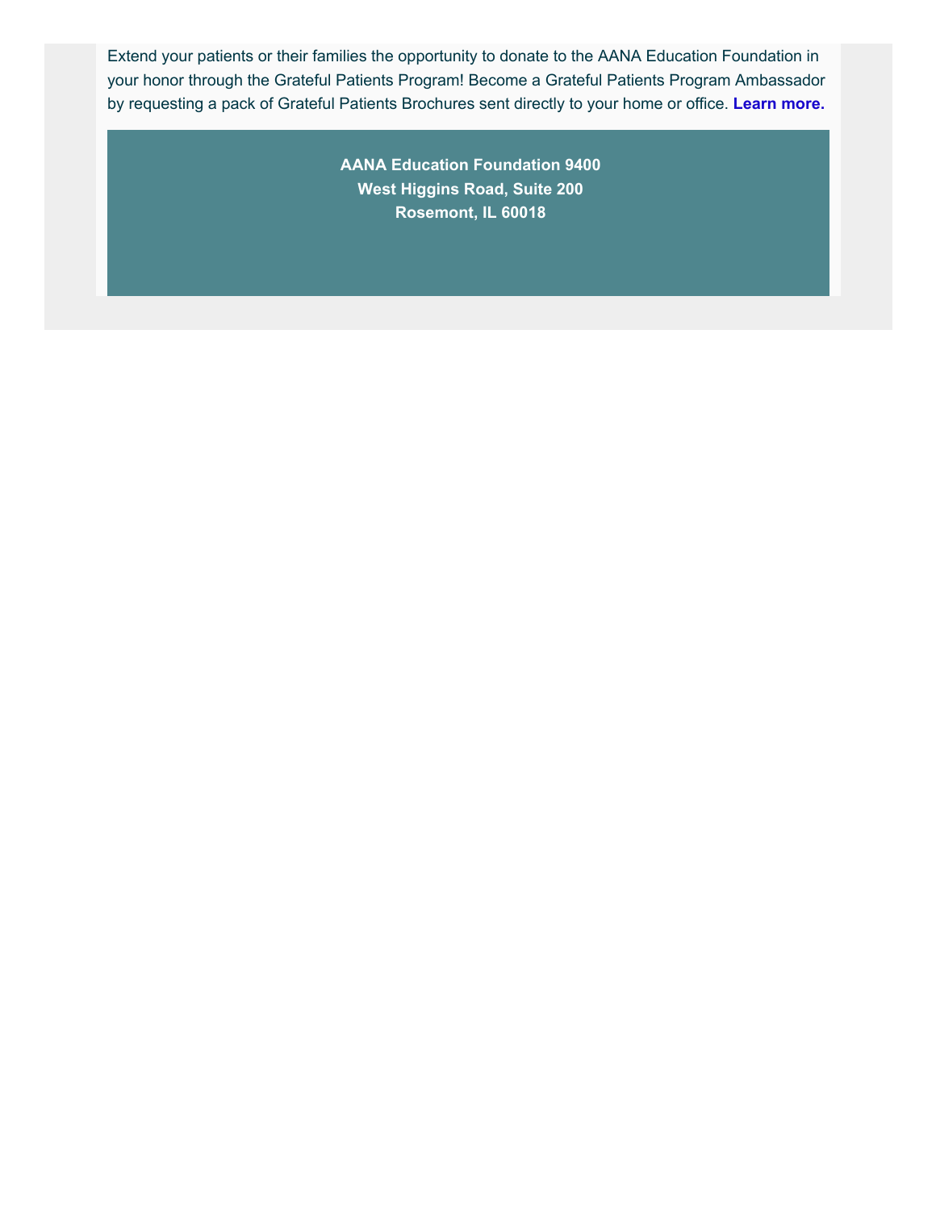Extend your patients or their families the opportunity to donate to the AANA Education Foundation in your honor through the Grateful Patients Program! Become a Grateful Patients Program Ambassador by requesting a pack of Grateful Patients Brochures sent directly to your home or office. **Learn more.**

**AANA Education Foundation 9400**
**West Higgins Road, Suite 200**
**Rosemont, IL 60018**